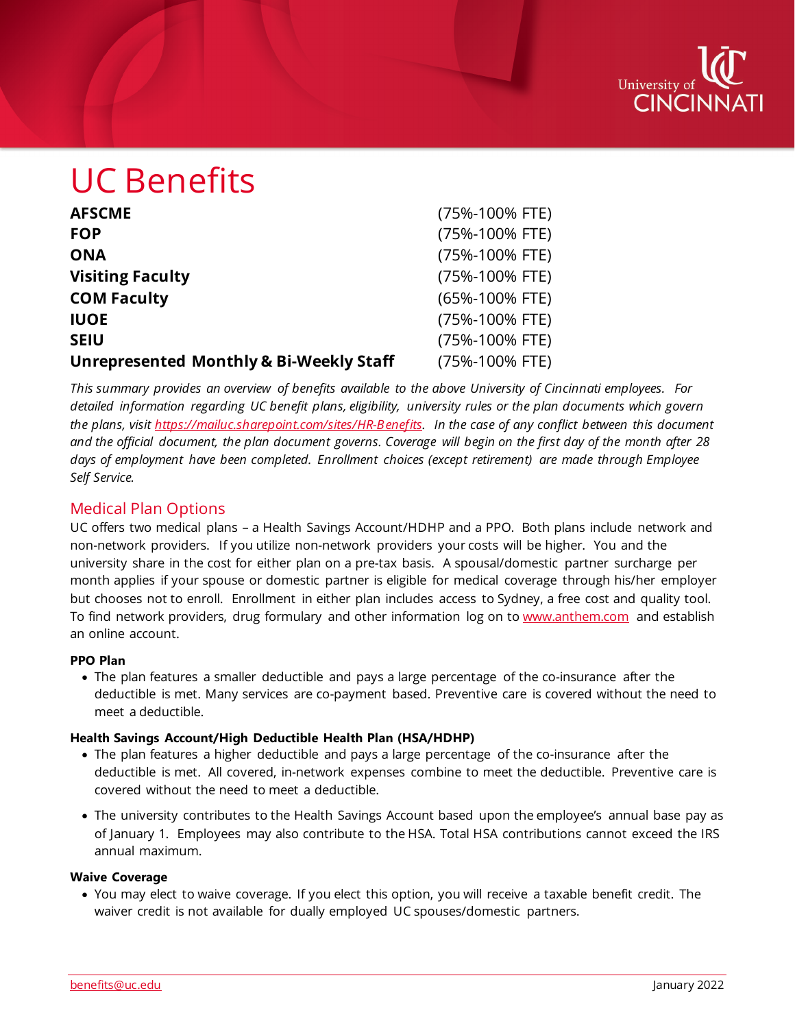# UC Benefits

| | |
|---|---|
| **AFSCME** | (75%-100% FTE) |
| **FOP** | (75%-100% FTE) |
| **ONA** | (75%-100% FTE) |
| **Visiting Faculty** | (75%-100% FTE) |
| **COM Faculty** | (65%-100% FTE) |
| **IUOE** | (75%-100% FTE) |
| **SEIU** | (75%-100% FTE) |
| **Unrepresented Monthly & Bi-Weekly Staff** | (75%-100% FTE) |

*This summary provides an overview of benefits available to the above University of Cincinnati employees. For detailed information regarding UC benefit plans, eligibility, university rules or the plan documents which govern the plans, visit [https://mailuc.sharepoint.com/sites/HR-Benefits](https://mailuc.sharepoint.com/sites/HR-Benefits). In the case of any conflict between this document and the official document, the plan document governs. Coverage will begin on the first day of the month after 28 days of employment have been completed. Enrollment choices (except retirement) are made through Employee Self Service.*

## Medical Plan Options

UC offers two medical plans – a Health Savings Account/HDHP and a PPO. Both plans include network and non-network providers. If you utilize non-network providers your costs will be higher. You and the university share in the cost for either plan on a pre-tax basis. A spousal/domestic partner surcharge per month applies if your spouse or domestic partner is eligible for medical coverage through his/her employer but chooses not to enroll. Enrollment in either plan includes access to Sydney, a free cost and quality tool. To find network providers, drug formulary and other information log on to [www.anthem.com](http://www.anthem.com) and establish an online account.

**PPO Plan**

- The plan features a smaller deductible and pays a large percentage of the co-insurance after the deductible is met. Many services are co-payment based. Preventive care is covered without the need to meet a deductible.

**Health Savings Account/High Deductible Health Plan (HSA/HDHP)**

- The plan features a higher deductible and pays a large percentage of the co-insurance after the deductible is met. All covered, in-network expenses combine to meet the deductible. Preventive care is covered without the need to meet a deductible.
- The university contributes to the Health Savings Account based upon the employee's annual base pay as of January 1. Employees may also contribute to the HSA. Total HSA contributions cannot exceed the IRS annual maximum.

**Waive Coverage**

- You may elect to waive coverage. If you elect this option, you will receive a taxable benefit credit. The waiver credit is not available for dually employed UC spouses/domestic partners.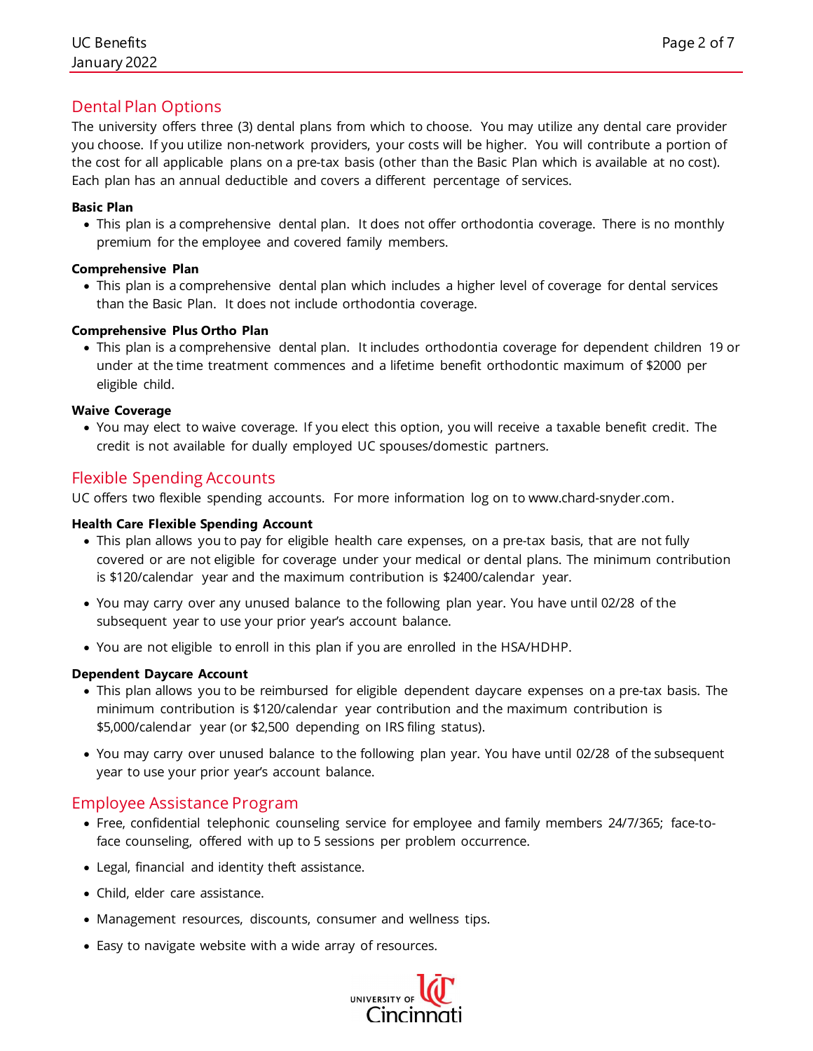## Dental Plan Options

The university offers three (3) dental plans from which to choose. You may utilize any dental care provider you choose. If you utilize non-network providers, your costs will be higher. You will contribute a portion of the cost for all applicable plans on a pre-tax basis (other than the Basic Plan which is available at no cost). Each plan has an annual deductible and covers a different percentage of services.

**Basic Plan**

- This plan is a comprehensive dental plan. It does not offer orthodontia coverage. There is no monthly premium for the employee and covered family members.

**Comprehensive Plan**

- This plan is a comprehensive dental plan which includes a higher level of coverage for dental services than the Basic Plan. It does not include orthodontia coverage.

**Comprehensive Plus Ortho Plan**

- This plan is a comprehensive dental plan. It includes orthodontia coverage for dependent children 19 or under at the time treatment commences and a lifetime benefit orthodontic maximum of $2000 per eligible child.

**Waive Coverage**

- You may elect to waive coverage. If you elect this option, you will receive a taxable benefit credit. The credit is not available for dually employed UC spouses/domestic partners.

## Flexible Spending Accounts

UC offers two flexible spending accounts. For more information log on to www.chard-snyder.com.

**Health Care Flexible Spending Account**

- This plan allows you to pay for eligible health care expenses, on a pre-tax basis, that are not fully covered or are not eligible for coverage under your medical or dental plans. The minimum contribution is $120/calendar year and the maximum contribution is $2400/calendar year.
- You may carry over any unused balance to the following plan year. You have until 02/28 of the subsequent year to use your prior year's account balance.
- You are not eligible to enroll in this plan if you are enrolled in the HSA/HDHP.

**Dependent Daycare Account**

- This plan allows you to be reimbursed for eligible dependent daycare expenses on a pre-tax basis. The minimum contribution is $120/calendar year contribution and the maximum contribution is $5,000/calendar year (or $2,500 depending on IRS filing status).
- You may carry over unused balance to the following plan year. You have until 02/28 of the subsequent year to use your prior year's account balance.

## Employee Assistance Program

- Free, confidential telephonic counseling service for employee and family members 24/7/365; face-to-face counseling, offered with up to 5 sessions per problem occurrence.
- Legal, financial and identity theft assistance.
- Child, elder care assistance.
- Management resources, discounts, consumer and wellness tips.
- Easy to navigate website with a wide array of resources.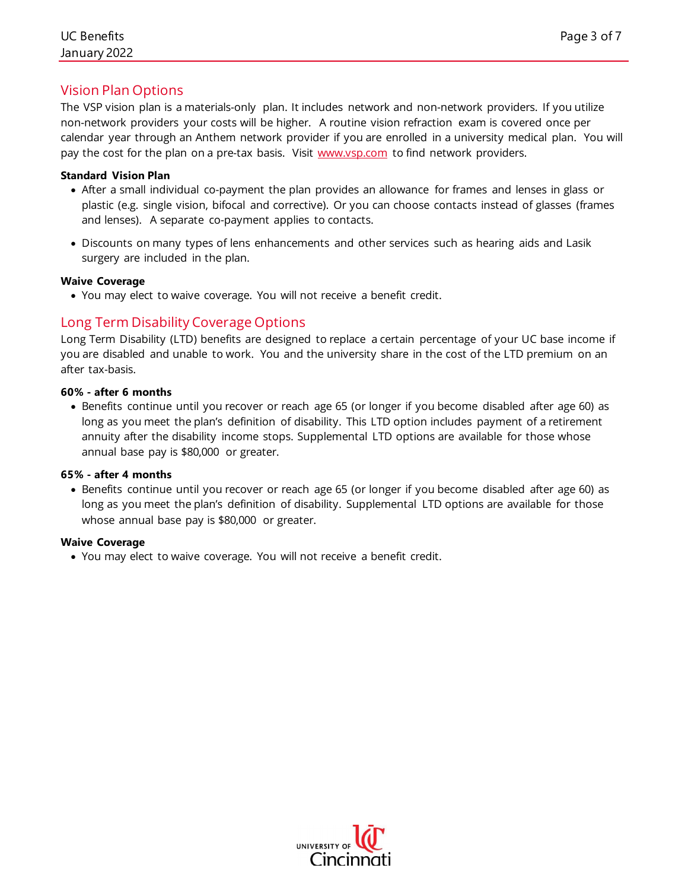## Vision Plan Options

The VSP vision plan is a materials-only plan. It includes network and non-network providers. If you utilize non-network providers your costs will be higher. A routine vision refraction exam is covered once per calendar year through an Anthem network provider if you are enrolled in a university medical plan. You will pay the cost for the plan on a pre-tax basis. Visit www.vsp.com to find network providers.

**Standard Vision Plan**

- After a small individual co-payment the plan provides an allowance for frames and lenses in glass or plastic (e.g. single vision, bifocal and corrective). Or you can choose contacts instead of glasses (frames and lenses). A separate co-payment applies to contacts.
- Discounts on many types of lens enhancements and other services such as hearing aids and Lasik surgery are included in the plan.

**Waive Coverage**

- You may elect to waive coverage. You will not receive a benefit credit.

## Long Term Disability Coverage Options

Long Term Disability (LTD) benefits are designed to replace a certain percentage of your UC base income if you are disabled and unable to work. You and the university share in the cost of the LTD premium on an after tax-basis.

**60% - after 6 months**

- Benefits continue until you recover or reach age 65 (or longer if you become disabled after age 60) as long as you meet the plan's definition of disability. This LTD option includes payment of a retirement annuity after the disability income stops. Supplemental LTD options are available for those whose annual base pay is $80,000 or greater.

**65% - after 4 months**

- Benefits continue until you recover or reach age 65 (or longer if you become disabled after age 60) as long as you meet the plan's definition of disability. Supplemental LTD options are available for those whose annual base pay is $80,000 or greater.

**Waive Coverage**

- You may elect to waive coverage. You will not receive a benefit credit.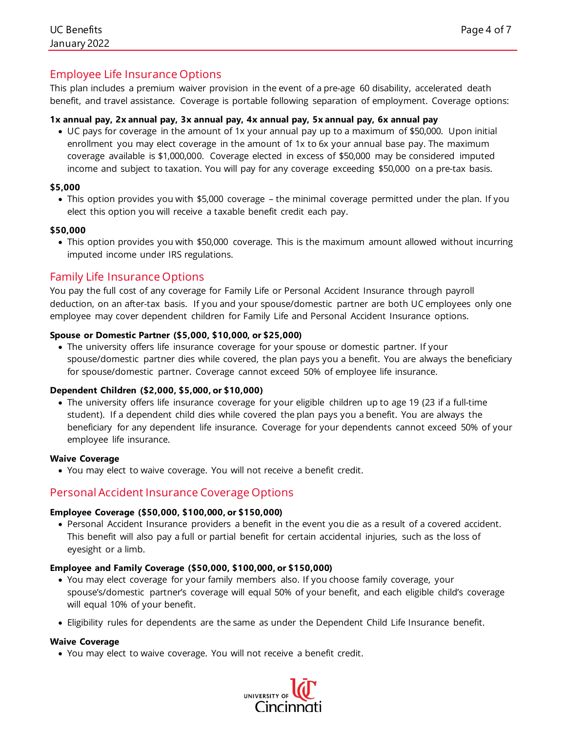## Employee Life Insurance Options

This plan includes a premium waiver provision in the event of a pre-age 60 disability, accelerated death benefit, and travel assistance. Coverage is portable following separation of employment. Coverage options:

**1x annual pay, 2x annual pay, 3x annual pay, 4x annual pay, 5x annual pay, 6x annual pay**

- UC pays for coverage in the amount of 1x your annual pay up to a maximum of $50,000. Upon initial enrollment you may elect coverage in the amount of 1x to 6x your annual base pay. The maximum coverage available is $1,000,000. Coverage elected in excess of $50,000 may be considered imputed income and subject to taxation. You will pay for any coverage exceeding $50,000 on a pre-tax basis.

**$5,000**

- This option provides you with $5,000 coverage – the minimal coverage permitted under the plan. If you elect this option you will receive a taxable benefit credit each pay.

**$50,000**

- This option provides you with $50,000 coverage. This is the maximum amount allowed without incurring imputed income under IRS regulations.

## Family Life Insurance Options

You pay the full cost of any coverage for Family Life or Personal Accident Insurance through payroll deduction, on an after-tax basis. If you and your spouse/domestic partner are both UC employees only one employee may cover dependent children for Family Life and Personal Accident Insurance options.

**Spouse or Domestic Partner ($5,000, $10,000, or $25,000)**

- The university offers life insurance coverage for your spouse or domestic partner. If your spouse/domestic partner dies while covered, the plan pays you a benefit. You are always the beneficiary for spouse/domestic partner. Coverage cannot exceed 50% of employee life insurance.

**Dependent Children ($2,000, $5,000, or $10,000)**

- The university offers life insurance coverage for your eligible children up to age 19 (23 if a full-time student). If a dependent child dies while covered the plan pays you a benefit. You are always the beneficiary for any dependent life insurance. Coverage for your dependents cannot exceed 50% of your employee life insurance.

**Waive Coverage**

- You may elect to waive coverage. You will not receive a benefit credit.

## Personal Accident Insurance Coverage Options

**Employee Coverage ($50,000, $100,000, or $150,000)**

- Personal Accident Insurance providers a benefit in the event you die as a result of a covered accident. This benefit will also pay a full or partial benefit for certain accidental injuries, such as the loss of eyesight or a limb.

**Employee and Family Coverage ($50,000, $100,000, or $150,000)**

- You may elect coverage for your family members also. If you choose family coverage, your spouse's/domestic partner's coverage will equal 50% of your benefit, and each eligible child's coverage will equal 10% of your benefit.
- Eligibility rules for dependents are the same as under the Dependent Child Life Insurance benefit.

**Waive Coverage**

- You may elect to waive coverage. You will not receive a benefit credit.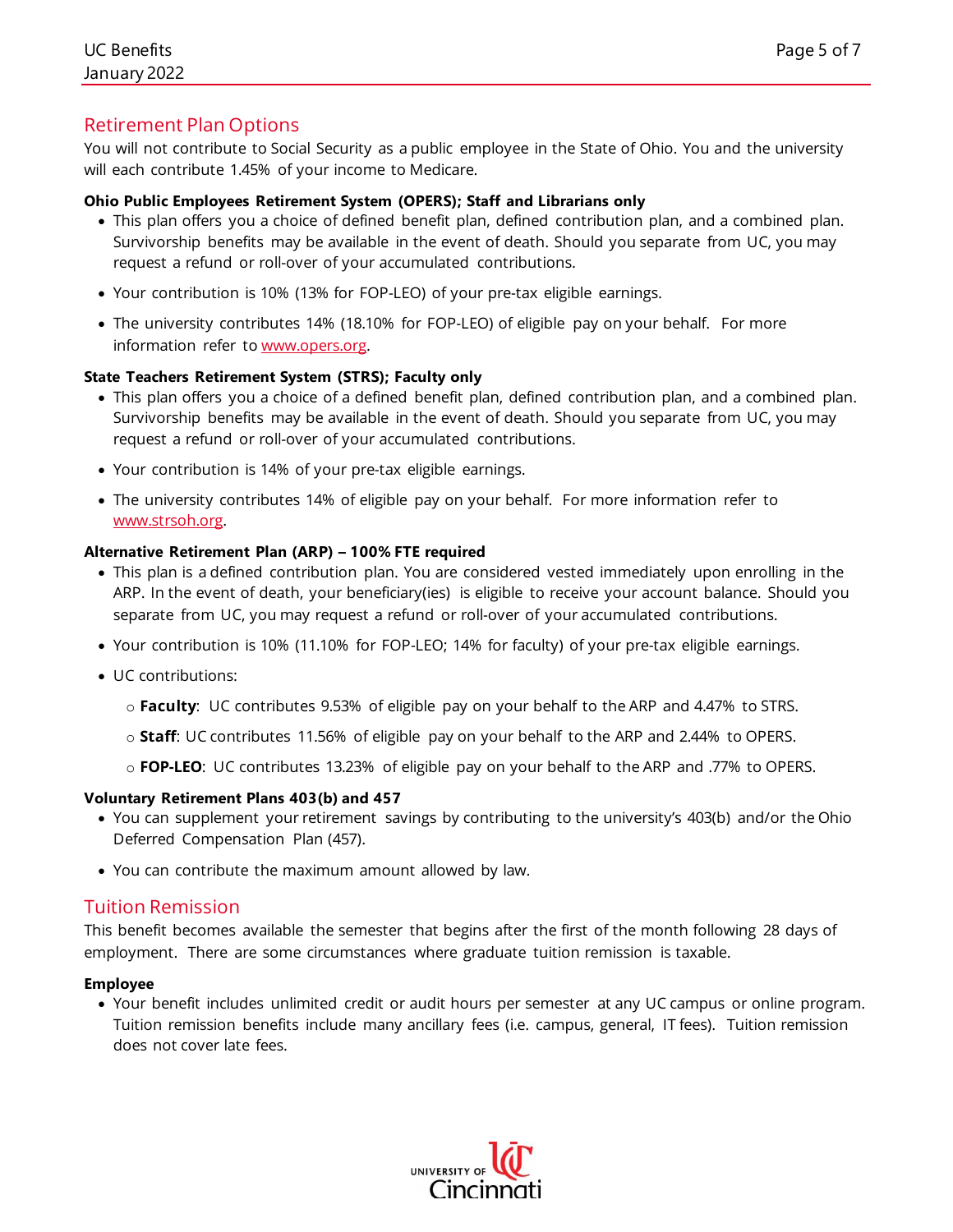## Retirement Plan Options

You will not contribute to Social Security as a public employee in the State of Ohio. You and the university will each contribute 1.45% of your income to Medicare.

**Ohio Public Employees Retirement System (OPERS); Staff and Librarians only**

- This plan offers you a choice of defined benefit plan, defined contribution plan, and a combined plan. Survivorship benefits may be available in the event of death. Should you separate from UC, you may request a refund or roll-over of your accumulated contributions.
- Your contribution is 10% (13% for FOP-LEO) of your pre-tax eligible earnings.
- The university contributes 14% (18.10% for FOP-LEO) of eligible pay on your behalf. For more information refer to www.opers.org.

**State Teachers Retirement System (STRS); Faculty only**

- This plan offers you a choice of a defined benefit plan, defined contribution plan, and a combined plan. Survivorship benefits may be available in the event of death. Should you separate from UC, you may request a refund or roll-over of your accumulated contributions.
- Your contribution is 14% of your pre-tax eligible earnings.
- The university contributes 14% of eligible pay on your behalf. For more information refer to www.strsoh.org.

**Alternative Retirement Plan (ARP) – 100% FTE required**

- This plan is a defined contribution plan. You are considered vested immediately upon enrolling in the ARP. In the event of death, your beneficiary(ies) is eligible to receive your account balance. Should you separate from UC, you may request a refund or roll-over of your accumulated contributions.
- Your contribution is 10% (11.10% for FOP-LEO; 14% for faculty) of your pre-tax eligible earnings.
- UC contributions:
  - **Faculty**: UC contributes 9.53% of eligible pay on your behalf to the ARP and 4.47% to STRS.
  - **Staff**: UC contributes 11.56% of eligible pay on your behalf to the ARP and 2.44% to OPERS.
  - **FOP-LEO**: UC contributes 13.23% of eligible pay on your behalf to the ARP and .77% to OPERS.

**Voluntary Retirement Plans 403(b) and 457**

- You can supplement your retirement savings by contributing to the university's 403(b) and/or the Ohio Deferred Compensation Plan (457).
- You can contribute the maximum amount allowed by law.

## Tuition Remission

This benefit becomes available the semester that begins after the first of the month following 28 days of employment. There are some circumstances where graduate tuition remission is taxable.

**Employee**

- Your benefit includes unlimited credit or audit hours per semester at any UC campus or online program. Tuition remission benefits include many ancillary fees (i.e. campus, general, IT fees). Tuition remission does not cover late fees.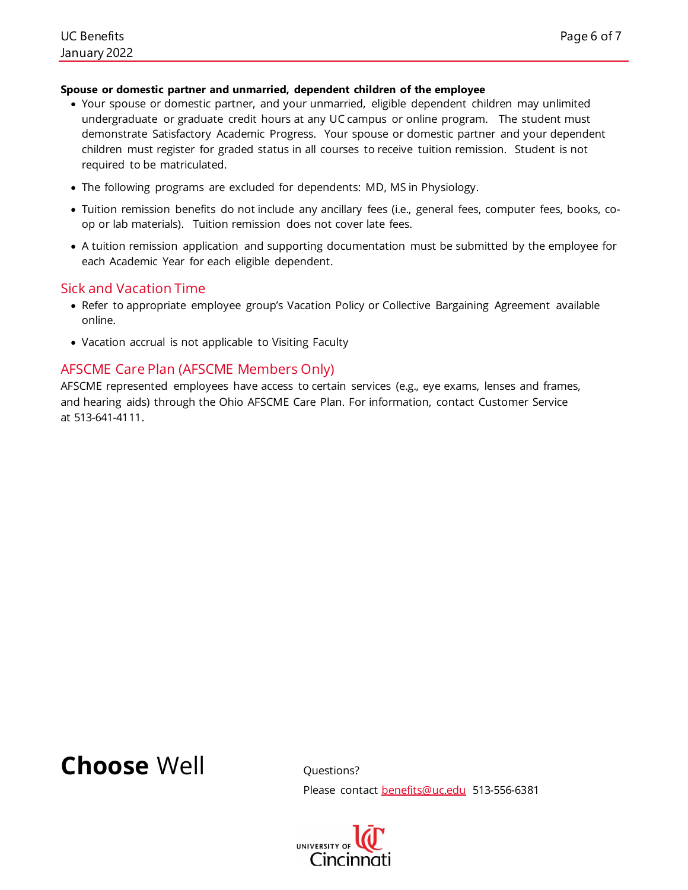**Spouse or domestic partner and unmarried, dependent children of the employee**

- Your spouse or domestic partner, and your unmarried, eligible dependent children may unlimited undergraduate or graduate credit hours at any UC campus or online program. The student must demonstrate Satisfactory Academic Progress. Your spouse or domestic partner and your dependent children must register for graded status in all courses to receive tuition remission. Student is not required to be matriculated.
- The following programs are excluded for dependents: MD, MS in Physiology.
- Tuition remission benefits do not include any ancillary fees (i.e., general fees, computer fees, books, co-op or lab materials). Tuition remission does not cover late fees.
- A tuition remission application and supporting documentation must be submitted by the employee for each Academic Year for each eligible dependent.

## Sick and Vacation Time

- Refer to appropriate employee group's Vacation Policy or Collective Bargaining Agreement available online.
- Vacation accrual is not applicable to Visiting Faculty

## AFSCME Care Plan (AFSCME Members Only)

AFSCME represented employees have access to certain services (e.g., eye exams, lenses and frames, and hearing aids) through the Ohio AFSCME Care Plan. For information, contact Customer Service at 513-641-4111.

**Choose** Well

Questions?

Please contact benefits@uc.edu 513-556-6381

University of Cincinnati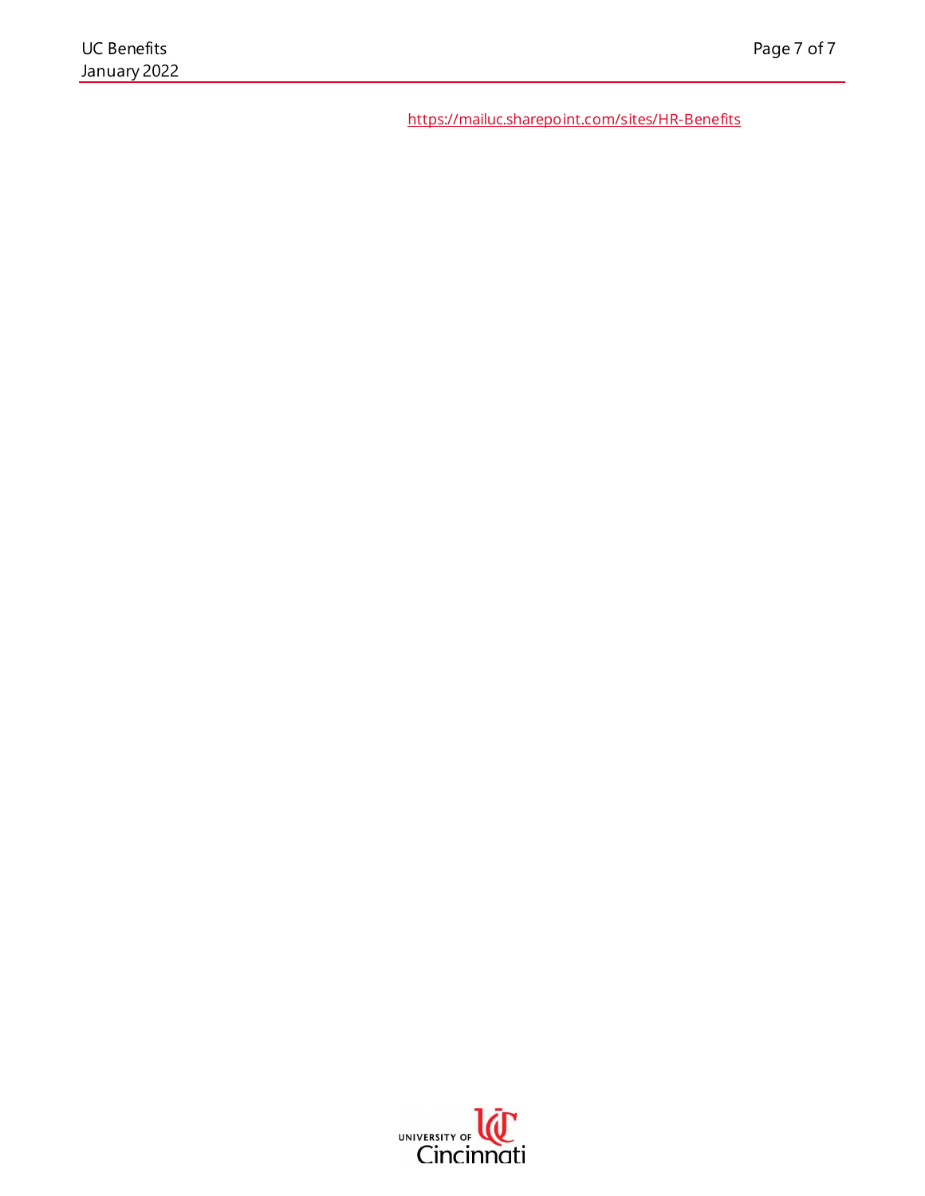https://mailuc.sharepoint.com/sites/HR-Benefits